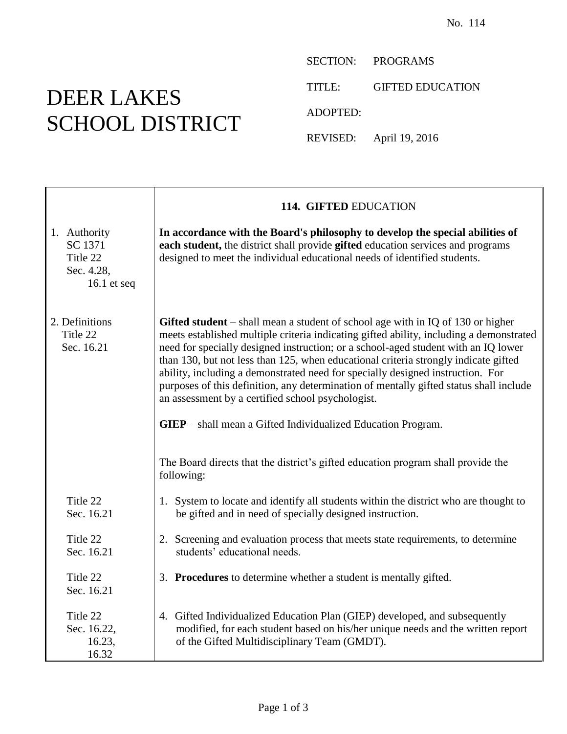No. 114

# DEER LAKES SCHOOL DISTRICT

SECTION: PROGRAMS

TITLE: GIFTED EDUCATION

ADOPTED:

REVISED: April 19, 2016

## 114. GIFTED EDUCATION

| | |
|---|---|
| 1. Authority<br>SC 1371<br>Title 22<br>Sec. 4.28,<br>16.1 et seq | **In accordance with the Board's philosophy to develop the special abilities of each student,** the district shall provide **gifted** education services and programs designed to meet the individual educational needs of identified students. |
| 2. Definitions<br>Title 22<br>Sec. 16.21 | **Gifted student** – shall mean a student of school age with in IQ of 130 or higher meets established multiple criteria indicating gifted ability, including a demonstrated need for specially designed instruction; or a school-aged student with an IQ lower than 130, but not less than 125, when educational criteria strongly indicate gifted ability, including a demonstrated need for specially designed instruction. For purposes of this definition, any determination of mentally gifted status shall include an assessment by a certified school psychologist.<br><br>**GIEP** – shall mean a Gifted Individualized Education Program. |
| | The Board directs that the district's gifted education program shall provide the following: |
| Title 22<br>Sec. 16.21 | 1. System to locate and identify all students within the district who are thought to be gifted and in need of specially designed instruction. |
| Title 22<br>Sec. 16.21 | 2. Screening and evaluation process that meets state requirements, to determine students' educational needs. |
| Title 22<br>Sec. 16.21 | 3. **Procedures** to determine whether a student is mentally gifted. |
| Title 22<br>Sec. 16.22,<br>16.23,<br>16.32 | 4. Gifted Individualized Education Plan (GIEP) developed, and subsequently modified, for each student based on his/her unique needs and the written report of the Gifted Multidisciplinary Team (GMDT). |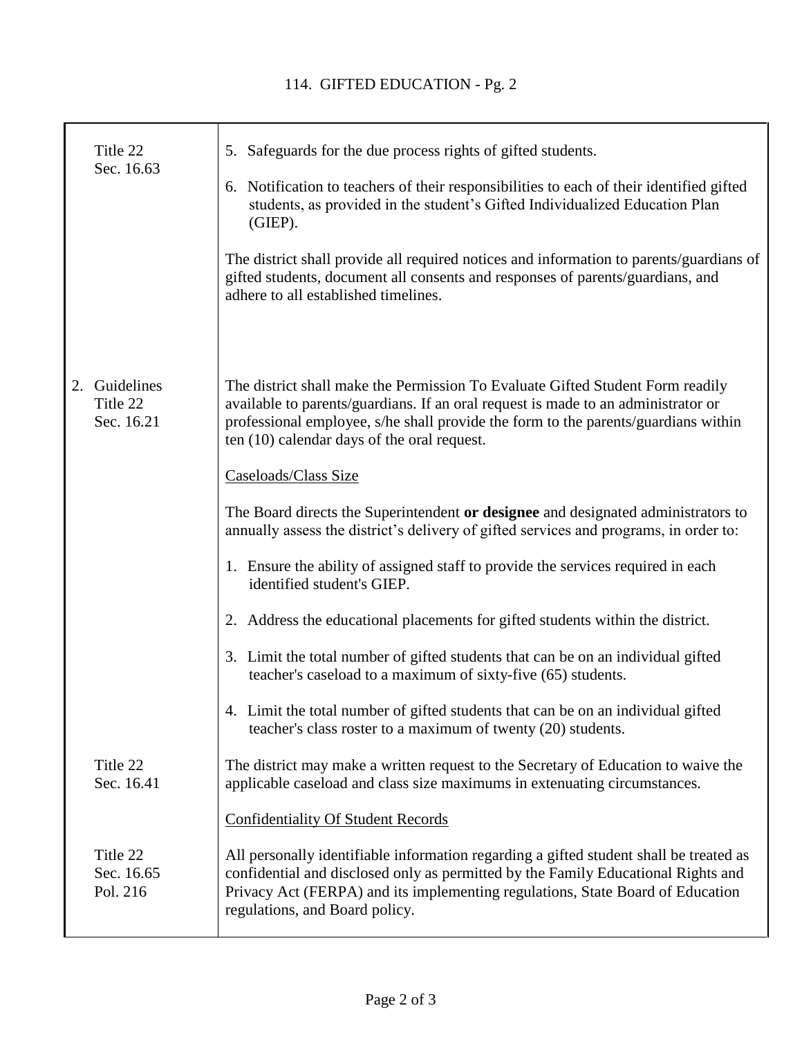| | |
|---|---|
| Title 22<br>Sec. 16.63 | 5. Safeguards for the due process rights of gifted students.<br><br>6. Notification to teachers of their responsibilities to each of their identified gifted students, as provided in the student's Gifted Individualized Education Plan (GIEP).<br><br>The district shall provide all required notices and information to parents/guardians of gifted students, document all consents and responses of parents/guardians, and adhere to all established timelines. |
| 2. Guidelines<br>Title 22<br>Sec. 16.21 | The district shall make the Permission To Evaluate Gifted Student Form readily available to parents/guardians. If an oral request is made to an administrator or professional employee, s/he shall provide the form to the parents/guardians within ten (10) calendar days of the oral request.<br><br><u>Caseloads/Class Size</u><br><br>The Board directs the Superintendent **or designee** and designated administrators to annually assess the district's delivery of gifted services and programs, in order to:<br><br>1. Ensure the ability of assigned staff to provide the services required in each identified student's GIEP.<br><br>2. Address the educational placements for gifted students within the district.<br><br>3. Limit the total number of gifted students that can be on an individual gifted teacher's caseload to a maximum of sixty-five (65) students.<br><br>4. Limit the total number of gifted students that can be on an individual gifted teacher's class roster to a maximum of twenty (20) students. |
| Title 22<br>Sec. 16.41 | The district may make a written request to the Secretary of Education to waive the applicable caseload and class size maximums in extenuating circumstances.<br><br><u>Confidentiality Of Student Records</u> |
| Title 22<br>Sec. 16.65<br>Pol. 216 | All personally identifiable information regarding a gifted student shall be treated as confidential and disclosed only as permitted by the Family Educational Rights and Privacy Act (FERPA) and its implementing regulations, State Board of Education regulations, and Board policy. |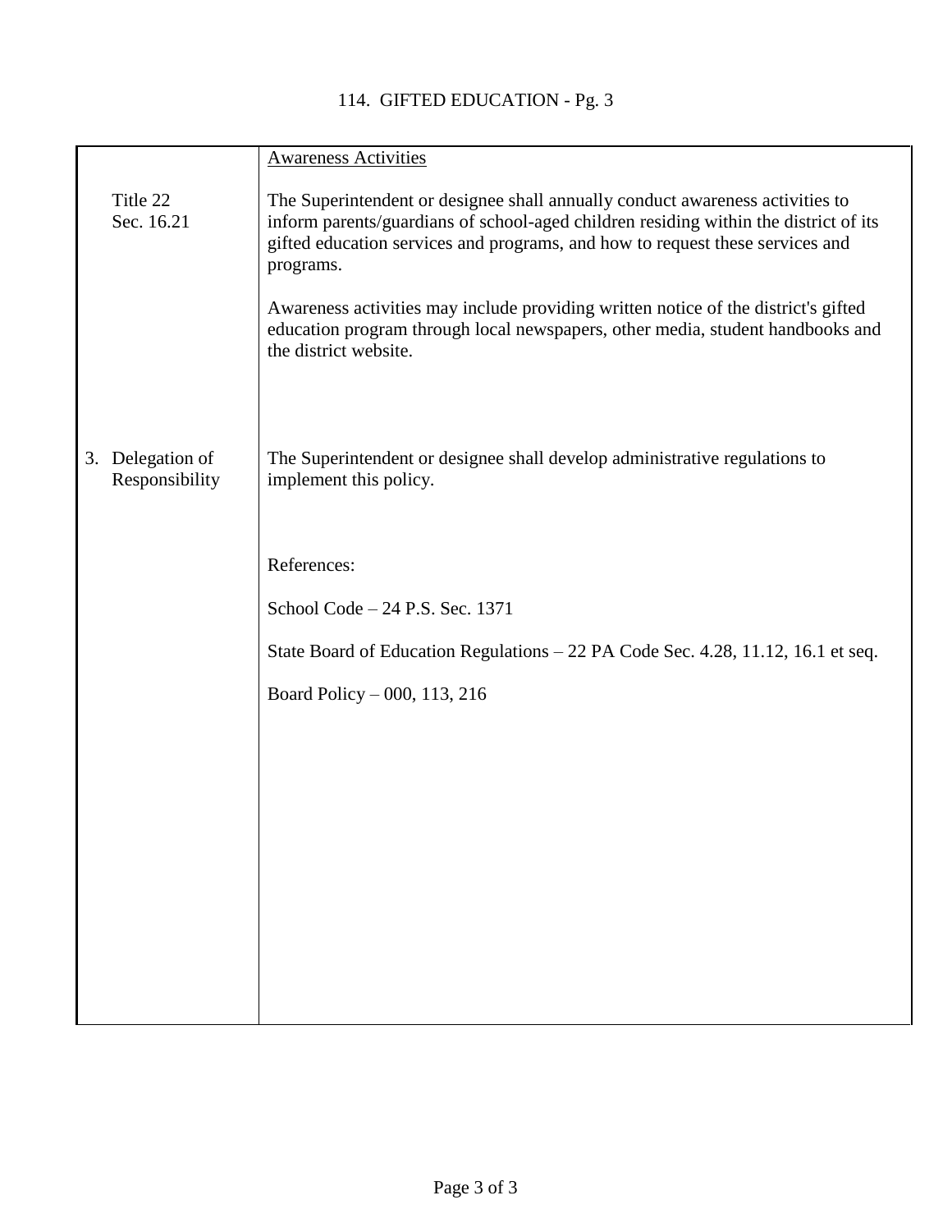<u>Awareness Activities</u>

Title 22
Sec. 16.21

The Superintendent or designee shall annually conduct awareness activities to inform parents/guardians of school-aged children residing within the district of its gifted education services and programs, and how to request these services and programs.

Awareness activities may include providing written notice of the district's gifted education program through local newspapers, other media, student handbooks and the district website.

## 3. Delegation of Responsibility

The Superintendent or designee shall develop administrative regulations to implement this policy.

References:

School Code – 24 P.S. Sec. 1371

State Board of Education Regulations – 22 PA Code Sec. 4.28, 11.12, 16.1 et seq.

Board Policy – 000, 113, 216